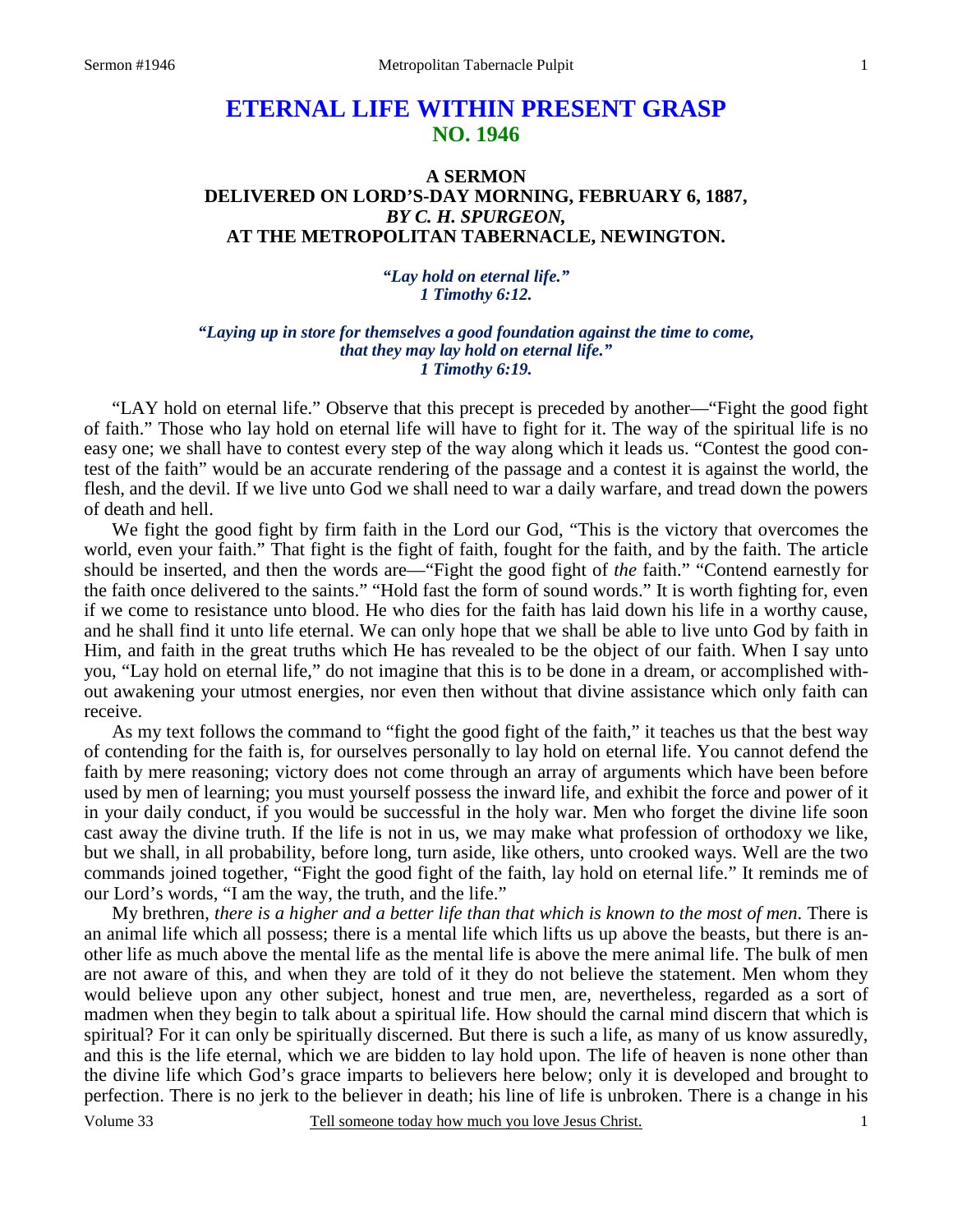# ETERNAL LIFE WITHIN PRESENT GRASP
## NO. 1946

### A SERMON
### DELIVERED ON LORD'S-DAY MORNING, FEBRUARY 6, 1887,
### *BY C. H. SPURGEON,*
### AT THE METROPOLITAN TABERNACLE, NEWINGTON.

***"Lay hold on eternal life."***
***1 Timothy 6:12.***

***"Laying up in store for themselves a good foundation against the time to come, that they may lay hold on eternal life."***
***1 Timothy 6:19.***

"LAY hold on eternal life." Observe that this precept is preceded by another—"Fight the good fight of faith." Those who lay hold on eternal life will have to fight for it. The way of the spiritual life is no easy one; we shall have to contest every step of the way along which it leads us. "Contest the good contest of the faith" would be an accurate rendering of the passage and a contest it is against the world, the flesh, and the devil. If we live unto God we shall need to war a daily warfare, and tread down the powers of death and hell.

We fight the good fight by firm faith in the Lord our God, "This is the victory that overcomes the world, even your faith." That fight is the fight of faith, fought for the faith, and by the faith. The article should be inserted, and then the words are—"Fight the good fight of *the* faith." "Contend earnestly for the faith once delivered to the saints." "Hold fast the form of sound words." It is worth fighting for, even if we come to resistance unto blood. He who dies for the faith has laid down his life in a worthy cause, and he shall find it unto life eternal. We can only hope that we shall be able to live unto God by faith in Him, and faith in the great truths which He has revealed to be the object of our faith. When I say unto you, "Lay hold on eternal life," do not imagine that this is to be done in a dream, or accomplished without awakening your utmost energies, nor even then without that divine assistance which only faith can receive.

As my text follows the command to "fight the good fight of the faith," it teaches us that the best way of contending for the faith is, for ourselves personally to lay hold on eternal life. You cannot defend the faith by mere reasoning; victory does not come through an array of arguments which have been before used by men of learning; you must yourself possess the inward life, and exhibit the force and power of it in your daily conduct, if you would be successful in the holy war. Men who forget the divine life soon cast away the divine truth. If the life is not in us, we may make what profession of orthodoxy we like, but we shall, in all probability, before long, turn aside, like others, unto crooked ways. Well are the two commands joined together, "Fight the good fight of the faith, lay hold on eternal life." It reminds me of our Lord's words, "I am the way, the truth, and the life."

My brethren, *there is a higher and a better life than that which is known to the most of men*. There is an animal life which all possess; there is a mental life which lifts us up above the beasts, but there is another life as much above the mental life as the mental life is above the mere animal life. The bulk of men are not aware of this, and when they are told of it they do not believe the statement. Men whom they would believe upon any other subject, honest and true men, are, nevertheless, regarded as a sort of madmen when they begin to talk about a spiritual life. How should the carnal mind discern that which is spiritual? For it can only be spiritually discerned. But there is such a life, as many of us know assuredly, and this is the life eternal, which we are bidden to lay hold upon. The life of heaven is none other than the divine life which God's grace imparts to believers here below; only it is developed and brought to perfection. There is no jerk to the believer in death; his line of life is unbroken. There is a change in his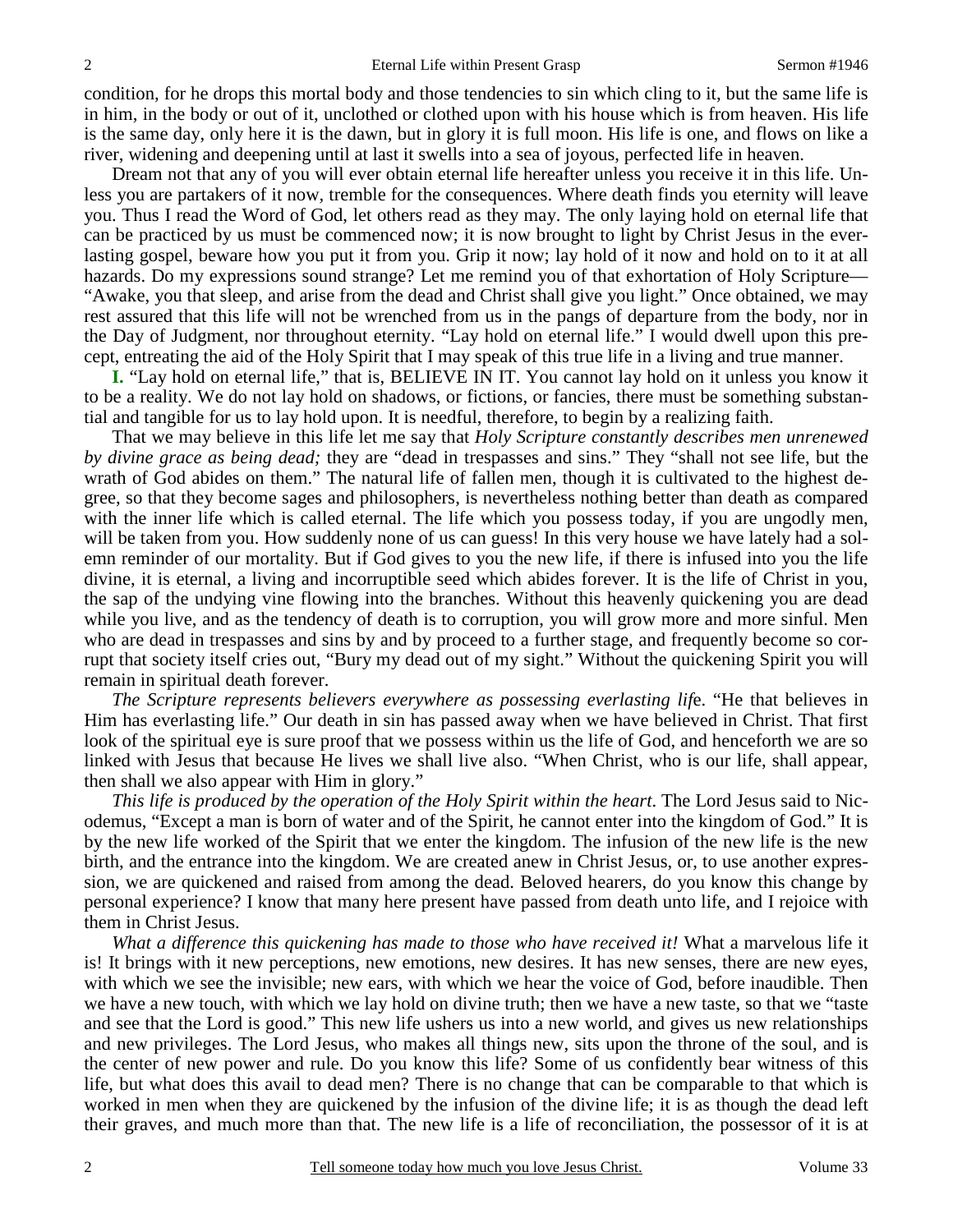condition, for he drops this mortal body and those tendencies to sin which cling to it, but the same life is in him, in the body or out of it, unclothed or clothed upon with his house which is from heaven. His life is the same day, only here it is the dawn, but in glory it is full moon. His life is one, and flows on like a river, widening and deepening until at last it swells into a sea of joyous, perfected life in heaven.

Dream not that any of you will ever obtain eternal life hereafter unless you receive it in this life. Unless you are partakers of it now, tremble for the consequences. Where death finds you eternity will leave you. Thus I read the Word of God, let others read as they may. The only laying hold on eternal life that can be practiced by us must be commenced now; it is now brought to light by Christ Jesus in the everlasting gospel, beware how you put it from you. Grip it now; lay hold of it now and hold on to it at all hazards. Do my expressions sound strange? Let me remind you of that exhortation of Holy Scripture—"Awake, you that sleep, and arise from the dead and Christ shall give you light." Once obtained, we may rest assured that this life will not be wrenched from us in the pangs of departure from the body, nor in the Day of Judgment, nor throughout eternity. "Lay hold on eternal life." I would dwell upon this precept, entreating the aid of the Holy Spirit that I may speak of this true life in a living and true manner.

**I.** "Lay hold on eternal life," that is, BELIEVE IN IT. You cannot lay hold on it unless you know it to be a reality. We do not lay hold on shadows, or fictions, or fancies, there must be something substantial and tangible for us to lay hold upon. It is needful, therefore, to begin by a realizing faith.

That we may believe in this life let me say that *Holy Scripture constantly describes men unrenewed by divine grace as being dead;* they are "dead in trespasses and sins." They "shall not see life, but the wrath of God abides on them." The natural life of fallen men, though it is cultivated to the highest degree, so that they become sages and philosophers, is nevertheless nothing better than death as compared with the inner life which is called eternal. The life which you possess today, if you are ungodly men, will be taken from you. How suddenly none of us can guess! In this very house we have lately had a solemn reminder of our mortality. But if God gives to you the new life, if there is infused into you the life divine, it is eternal, a living and incorruptible seed which abides forever. It is the life of Christ in you, the sap of the undying vine flowing into the branches. Without this heavenly quickening you are dead while you live, and as the tendency of death is to corruption, you will grow more and more sinful. Men who are dead in trespasses and sins by and by proceed to a further stage, and frequently become so corrupt that society itself cries out, "Bury my dead out of my sight." Without the quickening Spirit you will remain in spiritual death forever.

*The Scripture represents believers everywhere as possessing everlasting life*. "He that believes in Him has everlasting life." Our death in sin has passed away when we have believed in Christ. That first look of the spiritual eye is sure proof that we possess within us the life of God, and henceforth we are so linked with Jesus that because He lives we shall live also. "When Christ, who is our life, shall appear, then shall we also appear with Him in glory."

*This life is produced by the operation of the Holy Spirit within the heart*. The Lord Jesus said to Nicodemus, "Except a man is born of water and of the Spirit, he cannot enter into the kingdom of God." It is by the new life worked of the Spirit that we enter the kingdom. The infusion of the new life is the new birth, and the entrance into the kingdom. We are created anew in Christ Jesus, or, to use another expression, we are quickened and raised from among the dead. Beloved hearers, do you know this change by personal experience? I know that many here present have passed from death unto life, and I rejoice with them in Christ Jesus.

*What a difference this quickening has made to those who have received it!* What a marvelous life it is! It brings with it new perceptions, new emotions, new desires. It has new senses, there are new eyes, with which we see the invisible; new ears, with which we hear the voice of God, before inaudible. Then we have a new touch, with which we lay hold on divine truth; then we have a new taste, so that we "taste and see that the Lord is good." This new life ushers us into a new world, and gives us new relationships and new privileges. The Lord Jesus, who makes all things new, sits upon the throne of the soul, and is the center of new power and rule. Do you know this life? Some of us confidently bear witness of this life, but what does this avail to dead men? There is no change that can be comparable to that which is worked in men when they are quickened by the infusion of the divine life; it is as though the dead left their graves, and much more than that. The new life is a life of reconciliation, the possessor of it is at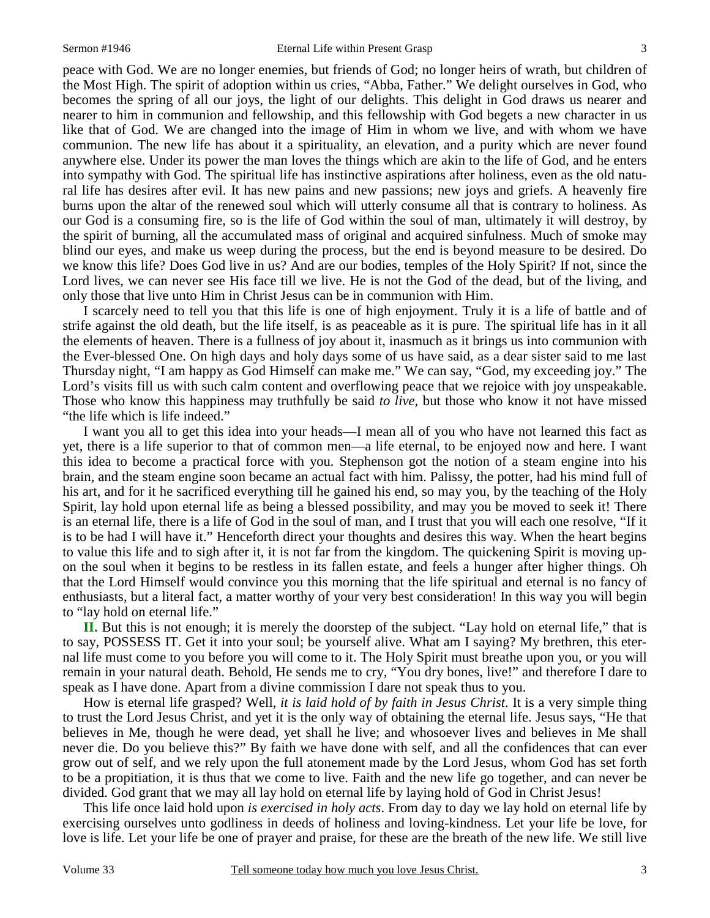peace with God. We are no longer enemies, but friends of God; no longer heirs of wrath, but children of the Most High. The spirit of adoption within us cries, "Abba, Father." We delight ourselves in God, who becomes the spring of all our joys, the light of our delights. This delight in God draws us nearer and nearer to him in communion and fellowship, and this fellowship with God begets a new character in us like that of God. We are changed into the image of Him in whom we live, and with whom we have communion. The new life has about it a spirituality, an elevation, and a purity which are never found anywhere else. Under its power the man loves the things which are akin to the life of God, and he enters into sympathy with God. The spiritual life has instinctive aspirations after holiness, even as the old natural life has desires after evil. It has new pains and new passions; new joys and griefs. A heavenly fire burns upon the altar of the renewed soul which will utterly consume all that is contrary to holiness. As our God is a consuming fire, so is the life of God within the soul of man, ultimately it will destroy, by the spirit of burning, all the accumulated mass of original and acquired sinfulness. Much of smoke may blind our eyes, and make us weep during the process, but the end is beyond measure to be desired. Do we know this life? Does God live in us? And are our bodies, temples of the Holy Spirit? If not, since the Lord lives, we can never see His face till we live. He is not the God of the dead, but of the living, and only those that live unto Him in Christ Jesus can be in communion with Him.

I scarcely need to tell you that this life is one of high enjoyment. Truly it is a life of battle and of strife against the old death, but the life itself, is as peaceable as it is pure. The spiritual life has in it all the elements of heaven. There is a fullness of joy about it, inasmuch as it brings us into communion with the Ever-blessed One. On high days and holy days some of us have said, as a dear sister said to me last Thursday night, "I am happy as God Himself can make me." We can say, "God, my exceeding joy." The Lord's visits fill us with such calm content and overflowing peace that we rejoice with joy unspeakable. Those who know this happiness may truthfully be said *to live,* but those who know it not have missed "the life which is life indeed."

I want you all to get this idea into your heads—I mean all of you who have not learned this fact as yet, there is a life superior to that of common men—a life eternal, to be enjoyed now and here. I want this idea to become a practical force with you. Stephenson got the notion of a steam engine into his brain, and the steam engine soon became an actual fact with him. Palissy, the potter, had his mind full of his art, and for it he sacrificed everything till he gained his end, so may you, by the teaching of the Holy Spirit, lay hold upon eternal life as being a blessed possibility, and may you be moved to seek it! There is an eternal life, there is a life of God in the soul of man, and I trust that you will each one resolve, "If it is to be had I will have it." Henceforth direct your thoughts and desires this way. When the heart begins to value this life and to sigh after it, it is not far from the kingdom. The quickening Spirit is moving upon the soul when it begins to be restless in its fallen estate, and feels a hunger after higher things. Oh that the Lord Himself would convince you this morning that the life spiritual and eternal is no fancy of enthusiasts, but a literal fact, a matter worthy of your very best consideration! In this way you will begin to "lay hold on eternal life."

**II.** But this is not enough; it is merely the doorstep of the subject. "Lay hold on eternal life," that is to say, POSSESS IT. Get it into your soul; be yourself alive. What am I saying? My brethren, this eternal life must come to you before you will come to it. The Holy Spirit must breathe upon you, or you will remain in your natural death. Behold, He sends me to cry, "You dry bones, live!" and therefore I dare to speak as I have done. Apart from a divine commission I dare not speak thus to you.

How is eternal life grasped? Well, *it is laid hold of by faith in Jesus Christ*. It is a very simple thing to trust the Lord Jesus Christ, and yet it is the only way of obtaining the eternal life. Jesus says, "He that believes in Me, though he were dead, yet shall he live; and whosoever lives and believes in Me shall never die. Do you believe this?" By faith we have done with self, and all the confidences that can ever grow out of self, and we rely upon the full atonement made by the Lord Jesus, whom God has set forth to be a propitiation, it is thus that we come to live. Faith and the new life go together, and can never be divided. God grant that we may all lay hold on eternal life by laying hold of God in Christ Jesus!

This life once laid hold upon *is exercised in holy acts*. From day to day we lay hold on eternal life by exercising ourselves unto godliness in deeds of holiness and loving-kindness. Let your life be love, for love is life. Let your life be one of prayer and praise, for these are the breath of the new life. We still live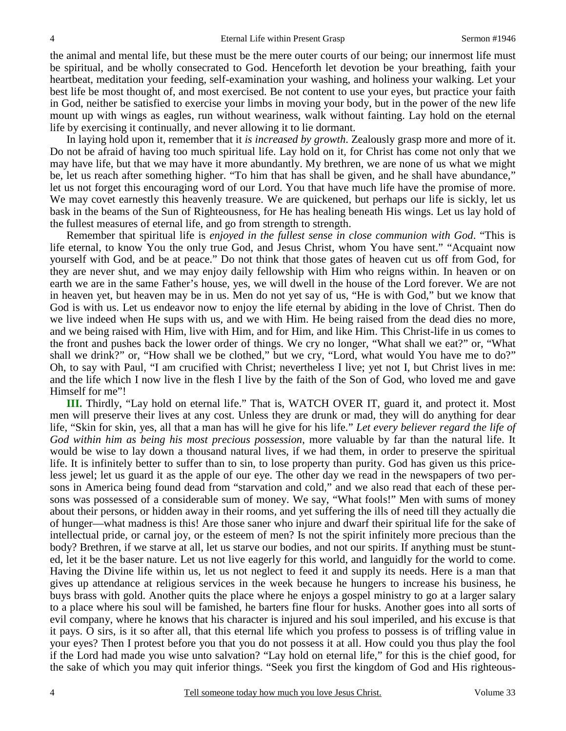the animal and mental life, but these must be the mere outer courts of our being; our innermost life must be spiritual, and be wholly consecrated to God. Henceforth let devotion be your breathing, faith your heartbeat, meditation your feeding, self-examination your washing, and holiness your walking. Let your best life be most thought of, and most exercised. Be not content to use your eyes, but practice your faith in God, neither be satisfied to exercise your limbs in moving your body, but in the power of the new life mount up with wings as eagles, run without weariness, walk without fainting. Lay hold on the eternal life by exercising it continually, and never allowing it to lie dormant.

In laying hold upon it, remember that it *is increased by growth*. Zealously grasp more and more of it. Do not be afraid of having too much spiritual life. Lay hold on it, for Christ has come not only that we may have life, but that we may have it more abundantly. My brethren, we are none of us what we might be, let us reach after something higher. "To him that has shall be given, and he shall have abundance," let us not forget this encouraging word of our Lord. You that have much life have the promise of more. We may covet earnestly this heavenly treasure. We are quickened, but perhaps our life is sickly, let us bask in the beams of the Sun of Righteousness, for He has healing beneath His wings. Let us lay hold of the fullest measures of eternal life, and go from strength to strength.

Remember that spiritual life is *enjoyed in the fullest sense in close communion with God*. "This is life eternal, to know You the only true God, and Jesus Christ, whom You have sent." "Acquaint now yourself with God, and be at peace." Do not think that those gates of heaven cut us off from God, for they are never shut, and we may enjoy daily fellowship with Him who reigns within. In heaven or on earth we are in the same Father's house, yes, we will dwell in the house of the Lord forever. We are not in heaven yet, but heaven may be in us. Men do not yet say of us, "He is with God," but we know that God is with us. Let us endeavor now to enjoy the life eternal by abiding in the love of Christ. Then do we live indeed when He sups with us, and we with Him. He being raised from the dead dies no more, and we being raised with Him, live with Him, and for Him, and like Him. This Christ-life in us comes to the front and pushes back the lower order of things. We cry no longer, "What shall we eat?" or, "What shall we drink?" or, "How shall we be clothed," but we cry, "Lord, what would You have me to do?" Oh, to say with Paul, "I am crucified with Christ; nevertheless I live; yet not I, but Christ lives in me: and the life which I now live in the flesh I live by the faith of the Son of God, who loved me and gave Himself for me"!

**III.** Thirdly, "Lay hold on eternal life." That is, WATCH OVER IT, guard it, and protect it. Most men will preserve their lives at any cost. Unless they are drunk or mad, they will do anything for dear life, "Skin for skin, yes, all that a man has will he give for his life." *Let every believer regard the life of God within him as being his most precious possession*, more valuable by far than the natural life. It would be wise to lay down a thousand natural lives, if we had them, in order to preserve the spiritual life. It is infinitely better to suffer than to sin, to lose property than purity. God has given us this priceless jewel; let us guard it as the apple of our eye. The other day we read in the newspapers of two persons in America being found dead from "starvation and cold," and we also read that each of these persons was possessed of a considerable sum of money. We say, "What fools!" Men with sums of money about their persons, or hidden away in their rooms, and yet suffering the ills of need till they actually die of hunger—what madness is this! Are those saner who injure and dwarf their spiritual life for the sake of intellectual pride, or carnal joy, or the esteem of men? Is not the spirit infinitely more precious than the body? Brethren, if we starve at all, let us starve our bodies, and not our spirits. If anything must be stunted, let it be the baser nature. Let us not live eagerly for this world, and languidly for the world to come. Having the Divine life within us, let us not neglect to feed it and supply its needs. Here is a man that gives up attendance at religious services in the week because he hungers to increase his business, he buys brass with gold. Another quits the place where he enjoys a gospel ministry to go at a larger salary to a place where his soul will be famished, he barters fine flour for husks. Another goes into all sorts of evil company, where he knows that his character is injured and his soul imperiled, and his excuse is that it pays. O sirs, is it so after all, that this eternal life which you profess to possess is of trifling value in your eyes? Then I protest before you that you do not possess it at all. How could you thus play the fool if the Lord had made you wise unto salvation? "Lay hold on eternal life," for this is the chief good, for the sake of which you may quit inferior things. "Seek you first the kingdom of God and His righteous-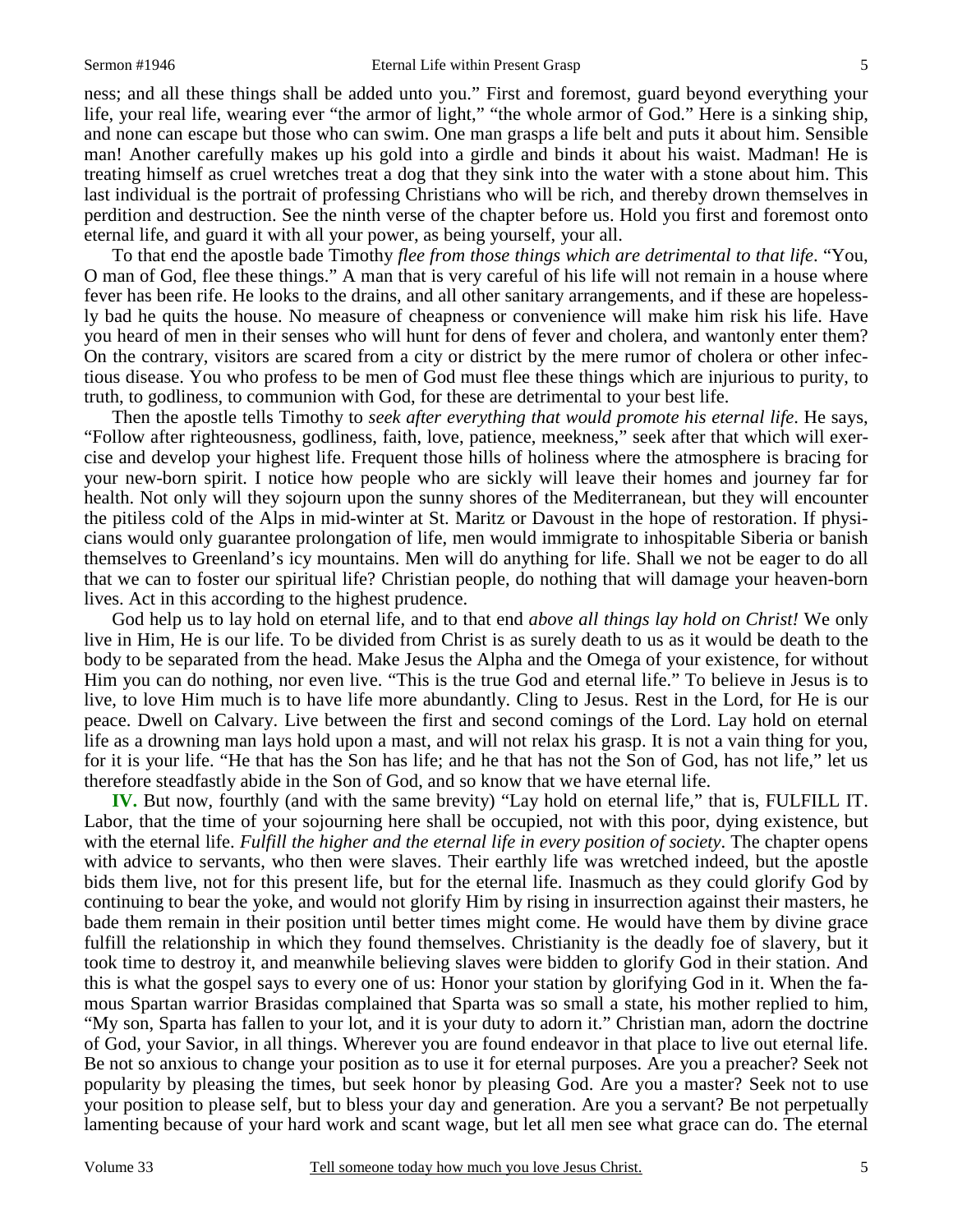ness; and all these things shall be added unto you." First and foremost, guard beyond everything your life, your real life, wearing ever "the armor of light," "the whole armor of God." Here is a sinking ship, and none can escape but those who can swim. One man grasps a life belt and puts it about him. Sensible man! Another carefully makes up his gold into a girdle and binds it about his waist. Madman! He is treating himself as cruel wretches treat a dog that they sink into the water with a stone about him. This last individual is the portrait of professing Christians who will be rich, and thereby drown themselves in perdition and destruction. See the ninth verse of the chapter before us. Hold you first and foremost onto eternal life, and guard it with all your power, as being yourself, your all.

To that end the apostle bade Timothy *flee from those things which are detrimental to that life*. "You, O man of God, flee these things." A man that is very careful of his life will not remain in a house where fever has been rife. He looks to the drains, and all other sanitary arrangements, and if these are hopelessly bad he quits the house. No measure of cheapness or convenience will make him risk his life. Have you heard of men in their senses who will hunt for dens of fever and cholera, and wantonly enter them? On the contrary, visitors are scared from a city or district by the mere rumor of cholera or other infectious disease. You who profess to be men of God must flee these things which are injurious to purity, to truth, to godliness, to communion with God, for these are detrimental to your best life.

Then the apostle tells Timothy to *seek after everything that would promote his eternal life*. He says, "Follow after righteousness, godliness, faith, love, patience, meekness," seek after that which will exercise and develop your highest life. Frequent those hills of holiness where the atmosphere is bracing for your new-born spirit. I notice how people who are sickly will leave their homes and journey far for health. Not only will they sojourn upon the sunny shores of the Mediterranean, but they will encounter the pitiless cold of the Alps in mid-winter at St. Maritz or Davoust in the hope of restoration. If physicians would only guarantee prolongation of life, men would immigrate to inhospitable Siberia or banish themselves to Greenland's icy mountains. Men will do anything for life. Shall we not be eager to do all that we can to foster our spiritual life? Christian people, do nothing that will damage your heaven-born lives. Act in this according to the highest prudence.

God help us to lay hold on eternal life, and to that end *above all things lay hold on Christ!* We only live in Him, He is our life. To be divided from Christ is as surely death to us as it would be death to the body to be separated from the head. Make Jesus the Alpha and the Omega of your existence, for without Him you can do nothing, nor even live. "This is the true God and eternal life." To believe in Jesus is to live, to love Him much is to have life more abundantly. Cling to Jesus. Rest in the Lord, for He is our peace. Dwell on Calvary. Live between the first and second comings of the Lord. Lay hold on eternal life as a drowning man lays hold upon a mast, and will not relax his grasp. It is not a vain thing for you, for it is your life. "He that has the Son has life; and he that has not the Son of God, has not life," let us therefore steadfastly abide in the Son of God, and so know that we have eternal life.

**IV.** But now, fourthly (and with the same brevity) "Lay hold on eternal life," that is, FULFILL IT. Labor, that the time of your sojourning here shall be occupied, not with this poor, dying existence, but with the eternal life. *Fulfill the higher and the eternal life in every position of society*. The chapter opens with advice to servants, who then were slaves. Their earthly life was wretched indeed, but the apostle bids them live, not for this present life, but for the eternal life. Inasmuch as they could glorify God by continuing to bear the yoke, and would not glorify Him by rising in insurrection against their masters, he bade them remain in their position until better times might come. He would have them by divine grace fulfill the relationship in which they found themselves. Christianity is the deadly foe of slavery, but it took time to destroy it, and meanwhile believing slaves were bidden to glorify God in their station. And this is what the gospel says to every one of us: Honor your station by glorifying God in it. When the famous Spartan warrior Brasidas complained that Sparta was so small a state, his mother replied to him, "My son, Sparta has fallen to your lot, and it is your duty to adorn it." Christian man, adorn the doctrine of God, your Savior, in all things. Wherever you are found endeavor in that place to live out eternal life. Be not so anxious to change your position as to use it for eternal purposes. Are you a preacher? Seek not popularity by pleasing the times, but seek honor by pleasing God. Are you a master? Seek not to use your position to please self, but to bless your day and generation. Are you a servant? Be not perpetually lamenting because of your hard work and scant wage, but let all men see what grace can do. The eternal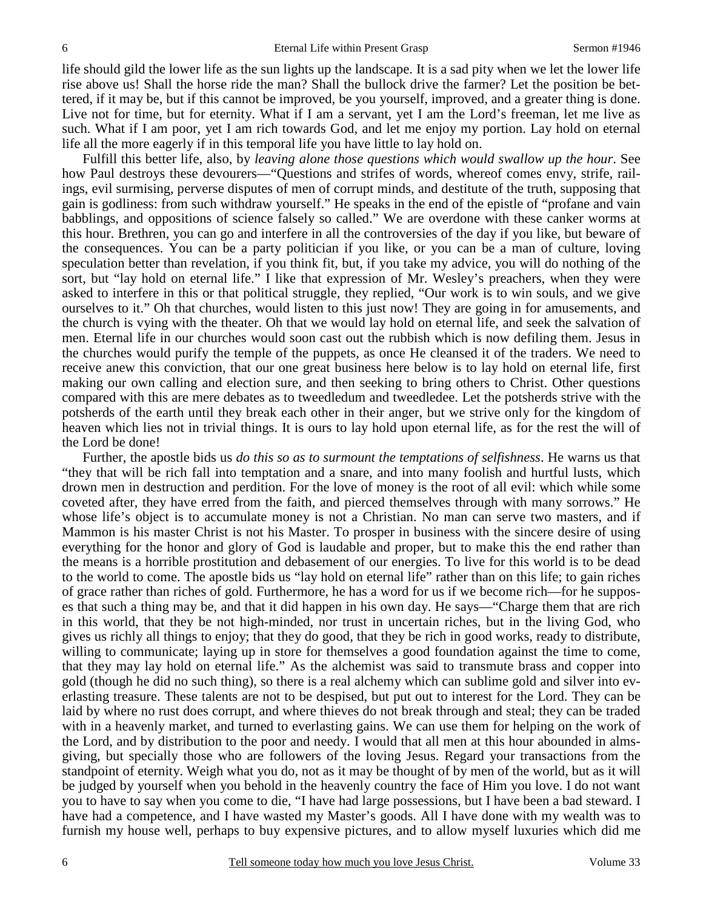life should gild the lower life as the sun lights up the landscape. It is a sad pity when we let the lower life rise above us! Shall the horse ride the man? Shall the bullock drive the farmer? Let the position be bettered, if it may be, but if this cannot be improved, be you yourself, improved, and a greater thing is done. Live not for time, but for eternity. What if I am a servant, yet I am the Lord's freeman, let me live as such. What if I am poor, yet I am rich towards God, and let me enjoy my portion. Lay hold on eternal life all the more eagerly if in this temporal life you have little to lay hold on.

Fulfill this better life, also, by *leaving alone those questions which would swallow up the hour*. See how Paul destroys these devourers—"Questions and strifes of words, whereof comes envy, strife, railings, evil surmising, perverse disputes of men of corrupt minds, and destitute of the truth, supposing that gain is godliness: from such withdraw yourself." He speaks in the end of the epistle of "profane and vain babblings, and oppositions of science falsely so called." We are overdone with these canker worms at this hour. Brethren, you can go and interfere in all the controversies of the day if you like, but beware of the consequences. You can be a party politician if you like, or you can be a man of culture, loving speculation better than revelation, if you think fit, but, if you take my advice, you will do nothing of the sort, but "lay hold on eternal life." I like that expression of Mr. Wesley's preachers, when they were asked to interfere in this or that political struggle, they replied, "Our work is to win souls, and we give ourselves to it." Oh that churches, would listen to this just now! They are going in for amusements, and the church is vying with the theater. Oh that we would lay hold on eternal life, and seek the salvation of men. Eternal life in our churches would soon cast out the rubbish which is now defiling them. Jesus in the churches would purify the temple of the puppets, as once He cleansed it of the traders. We need to receive anew this conviction, that our one great business here below is to lay hold on eternal life, first making our own calling and election sure, and then seeking to bring others to Christ. Other questions compared with this are mere debates as to tweedledum and tweedledee. Let the potsherds strive with the potsherds of the earth until they break each other in their anger, but we strive only for the kingdom of heaven which lies not in trivial things. It is ours to lay hold upon eternal life, as for the rest the will of the Lord be done!

Further, the apostle bids us *do this so as to surmount the temptations of selfishness*. He warns us that "they that will be rich fall into temptation and a snare, and into many foolish and hurtful lusts, which drown men in destruction and perdition. For the love of money is the root of all evil: which while some coveted after, they have erred from the faith, and pierced themselves through with many sorrows." He whose life's object is to accumulate money is not a Christian. No man can serve two masters, and if Mammon is his master Christ is not his Master. To prosper in business with the sincere desire of using everything for the honor and glory of God is laudable and proper, but to make this the end rather than the means is a horrible prostitution and debasement of our energies. To live for this world is to be dead to the world to come. The apostle bids us "lay hold on eternal life" rather than on this life; to gain riches of grace rather than riches of gold. Furthermore, he has a word for us if we become rich—for he supposes that such a thing may be, and that it did happen in his own day. He says—"Charge them that are rich in this world, that they be not high-minded, nor trust in uncertain riches, but in the living God, who gives us richly all things to enjoy; that they do good, that they be rich in good works, ready to distribute, willing to communicate; laying up in store for themselves a good foundation against the time to come, that they may lay hold on eternal life." As the alchemist was said to transmute brass and copper into gold (though he did no such thing), so there is a real alchemy which can sublime gold and silver into everlasting treasure. These talents are not to be despised, but put out to interest for the Lord. They can be laid by where no rust does corrupt, and where thieves do not break through and steal; they can be traded with in a heavenly market, and turned to everlasting gains. We can use them for helping on the work of the Lord, and by distribution to the poor and needy. I would that all men at this hour abounded in almsgiving, but specially those who are followers of the loving Jesus. Regard your transactions from the standpoint of eternity. Weigh what you do, not as it may be thought of by men of the world, but as it will be judged by yourself when you behold in the heavenly country the face of Him you love. I do not want you to have to say when you come to die, "I have had large possessions, but I have been a bad steward. I have had a competence, and I have wasted my Master's goods. All I have done with my wealth was to furnish my house well, perhaps to buy expensive pictures, and to allow myself luxuries which did me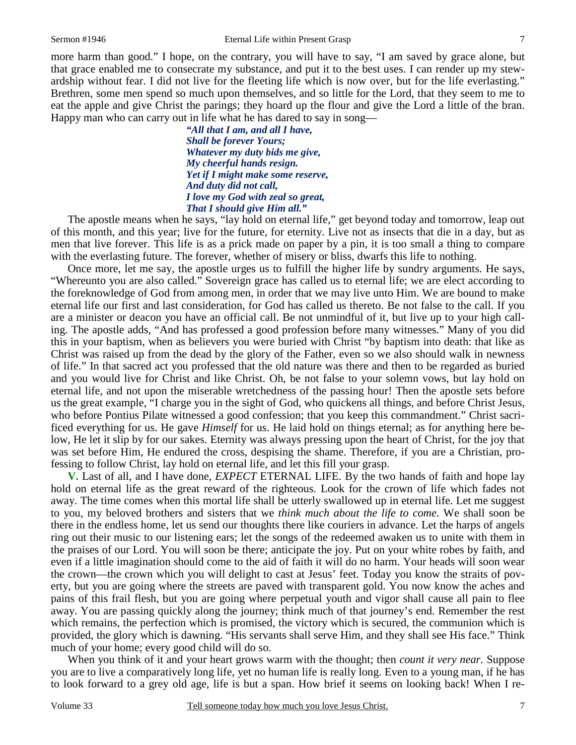more harm than good." I hope, on the contrary, you will have to say, "I am saved by grace alone, but that grace enabled me to consecrate my substance, and put it to the best uses. I can render up my stewardship without fear. I did not live for the fleeting life which is now over, but for the life everlasting." Brethren, some men spend so much upon themselves, and so little for the Lord, that they seem to me to eat the apple and give Christ the parings; they hoard up the flour and give the Lord a little of the bran. Happy man who can carry out in life what he has dared to say in song—

> ***"All that I am, and all I have,***
> ***Shall be forever Yours;***
> ***Whatever my duty bids me give,***
> ***My cheerful hands resign.***
> ***Yet if I might make some reserve,***
> ***And duty did not call,***
> ***I love my God with zeal so great,***
> ***That I should give Him all."***

The apostle means when he says, "lay hold on eternal life," get beyond today and tomorrow, leap out of this month, and this year; live for the future, for eternity. Live not as insects that die in a day, but as men that live forever. This life is as a prick made on paper by a pin, it is too small a thing to compare with the everlasting future. The forever, whether of misery or bliss, dwarfs this life to nothing.

Once more, let me say, the apostle urges us to fulfill the higher life by sundry arguments. He says, "Whereunto you are also called." Sovereign grace has called us to eternal life; we are elect according to the foreknowledge of God from among men, in order that we may live unto Him. We are bound to make eternal life our first and last consideration, for God has called us thereto. Be not false to the call. If you are a minister or deacon you have an official call. Be not unmindful of it, but live up to your high calling. The apostle adds, "And has professed a good profession before many witnesses." Many of you did this in your baptism, when as believers you were buried with Christ "by baptism into death: that like as Christ was raised up from the dead by the glory of the Father, even so we also should walk in newness of life." In that sacred act you professed that the old nature was there and then to be regarded as buried and you would live for Christ and like Christ. Oh, be not false to your solemn vows, but lay hold on eternal life, and not upon the miserable wretchedness of the passing hour! Then the apostle sets before us the great example, "I charge you in the sight of God, who quickens all things, and before Christ Jesus, who before Pontius Pilate witnessed a good confession; that you keep this commandment." Christ sacrificed everything for us. He gave *Himself* for us. He laid hold on things eternal; as for anything here below, He let it slip by for our sakes. Eternity was always pressing upon the heart of Christ, for the joy that was set before Him, He endured the cross, despising the shame. Therefore, if you are a Christian, professing to follow Christ, lay hold on eternal life, and let this fill your grasp.

**V.** Last of all, and I have done, *EXPECT* ETERNAL LIFE. By the two hands of faith and hope lay hold on eternal life as the great reward of the righteous. Look for the crown of life which fades not away. The time comes when this mortal life shall be utterly swallowed up in eternal life. Let me suggest to you, my beloved brothers and sisters that we *think much about the life to come*. We shall soon be there in the endless home, let us send our thoughts there like couriers in advance. Let the harps of angels ring out their music to our listening ears; let the songs of the redeemed awaken us to unite with them in the praises of our Lord. You will soon be there; anticipate the joy. Put on your white robes by faith, and even if a little imagination should come to the aid of faith it will do no harm. Your heads will soon wear the crown—the crown which you will delight to cast at Jesus' feet. Today you know the straits of poverty, but you are going where the streets are paved with transparent gold. You now know the aches and pains of this frail flesh, but you are going where perpetual youth and vigor shall cause all pain to flee away. You are passing quickly along the journey; think much of that journey's end. Remember the rest which remains, the perfection which is promised, the victory which is secured, the communion which is provided, the glory which is dawning. "His servants shall serve Him, and they shall see His face." Think much of your home; every good child will do so.

When you think of it and your heart grows warm with the thought; then *count it very near*. Suppose you are to live a comparatively long life, yet no human life is really long. Even to a young man, if he has to look forward to a grey old age, life is but a span. How brief it seems on looking back! When I re-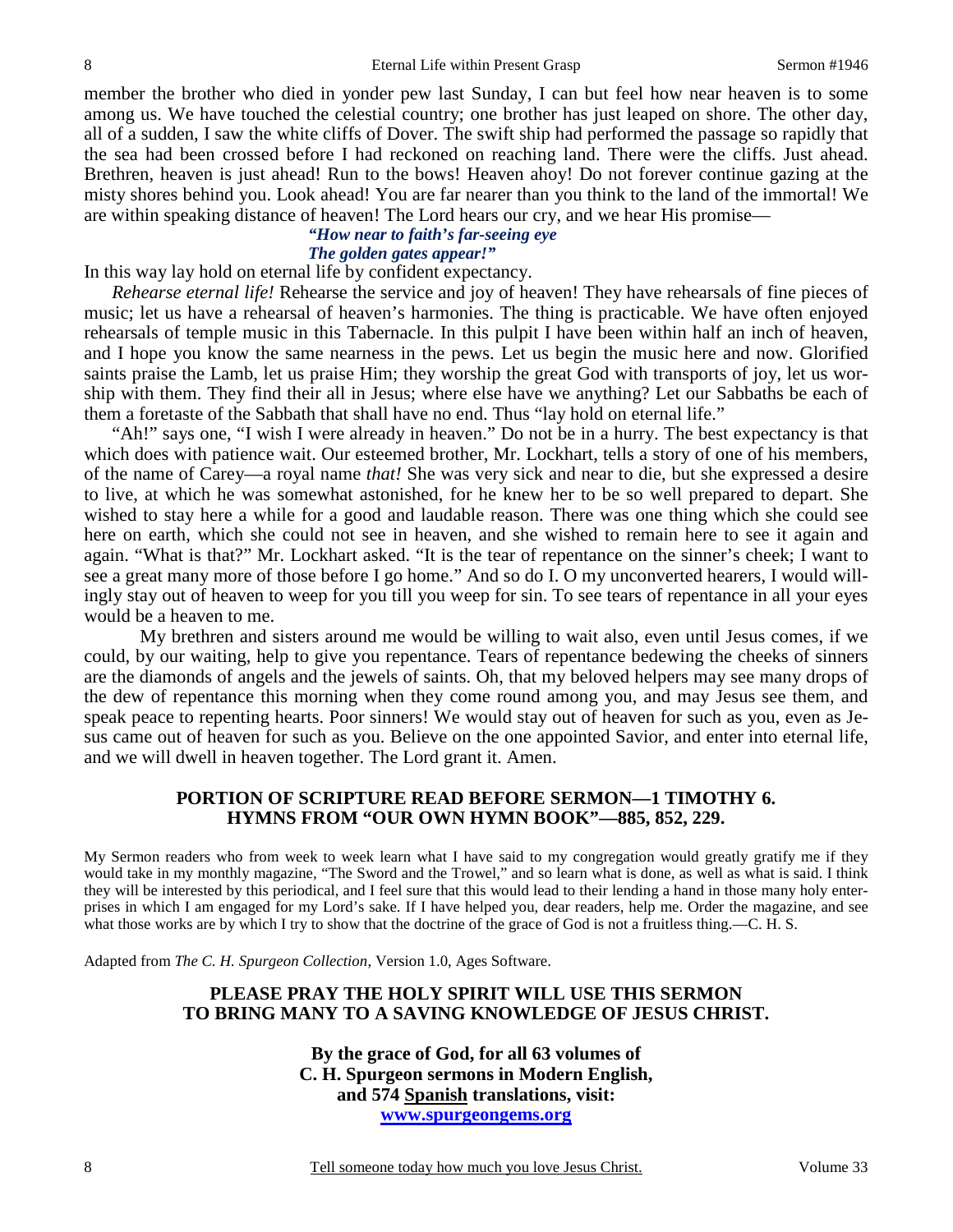member the brother who died in yonder pew last Sunday, I can but feel how near heaven is to some among us. We have touched the celestial country; one brother has just leaped on shore. The other day, all of a sudden, I saw the white cliffs of Dover. The swift ship had performed the passage so rapidly that the sea had been crossed before I had reckoned on reaching land. There were the cliffs. Just ahead. Brethren, heaven is just ahead! Run to the bows! Heaven ahoy! Do not forever continue gazing at the misty shores behind you. Look ahead! You are far nearer than you think to the land of the immortal! We are within speaking distance of heaven! The Lord hears our cry, and we hear His promise—

*"How near to faith's far-seeing eye*
*The golden gates appear!"*

In this way lay hold on eternal life by confident expectancy.

*Rehearse eternal life!* Rehearse the service and joy of heaven! They have rehearsals of fine pieces of music; let us have a rehearsal of heaven's harmonies. The thing is practicable. We have often enjoyed rehearsals of temple music in this Tabernacle. In this pulpit I have been within half an inch of heaven, and I hope you know the same nearness in the pews. Let us begin the music here and now. Glorified saints praise the Lamb, let us praise Him; they worship the great God with transports of joy, let us worship with them. They find their all in Jesus; where else have we anything? Let our Sabbaths be each of them a foretaste of the Sabbath that shall have no end. Thus "lay hold on eternal life."

"Ah!" says one, "I wish I were already in heaven." Do not be in a hurry. The best expectancy is that which does with patience wait. Our esteemed brother, Mr. Lockhart, tells a story of one of his members, of the name of Carey—a royal name *that!* She was very sick and near to die, but she expressed a desire to live, at which he was somewhat astonished, for he knew her to be so well prepared to depart. She wished to stay here a while for a good and laudable reason. There was one thing which she could see here on earth, which she could not see in heaven, and she wished to remain here to see it again and again. "What is that?" Mr. Lockhart asked. "It is the tear of repentance on the sinner's cheek; I want to see a great many more of those before I go home." And so do I. O my unconverted hearers, I would willingly stay out of heaven to weep for you till you weep for sin. To see tears of repentance in all your eyes would be a heaven to me.

My brethren and sisters around me would be willing to wait also, even until Jesus comes, if we could, by our waiting, help to give you repentance. Tears of repentance bedewing the cheeks of sinners are the diamonds of angels and the jewels of saints. Oh, that my beloved helpers may see many drops of the dew of repentance this morning when they come round among you, and may Jesus see them, and speak peace to repenting hearts. Poor sinners! We would stay out of heaven for such as you, even as Jesus came out of heaven for such as you. Believe on the one appointed Savior, and enter into eternal life, and we will dwell in heaven together. The Lord grant it. Amen.

**PORTION OF SCRIPTURE READ BEFORE SERMON—1 TIMOTHY 6.**
**HYMNS FROM "OUR OWN HYMN BOOK"—885, 852, 229.**

My Sermon readers who from week to week learn what I have said to my congregation would greatly gratify me if they would take in my monthly magazine, "The Sword and the Trowel," and so learn what is done, as well as what is said. I think they will be interested by this periodical, and I feel sure that this would lead to their lending a hand in those many holy enterprises in which I am engaged for my Lord's sake. If I have helped you, dear readers, help me. Order the magazine, and see what those works are by which I try to show that the doctrine of the grace of God is not a fruitless thing.—C. H. S.

Adapted from *The C. H. Spurgeon Collection*, Version 1.0, Ages Software.

**PLEASE PRAY THE HOLY SPIRIT WILL USE THIS SERMON TO BRING MANY TO A SAVING KNOWLEDGE OF JESUS CHRIST.**

**By the grace of God, for all 63 volumes of C. H. Spurgeon sermons in Modern English, and 574 Spanish translations, visit: www.spurgeongems.org**